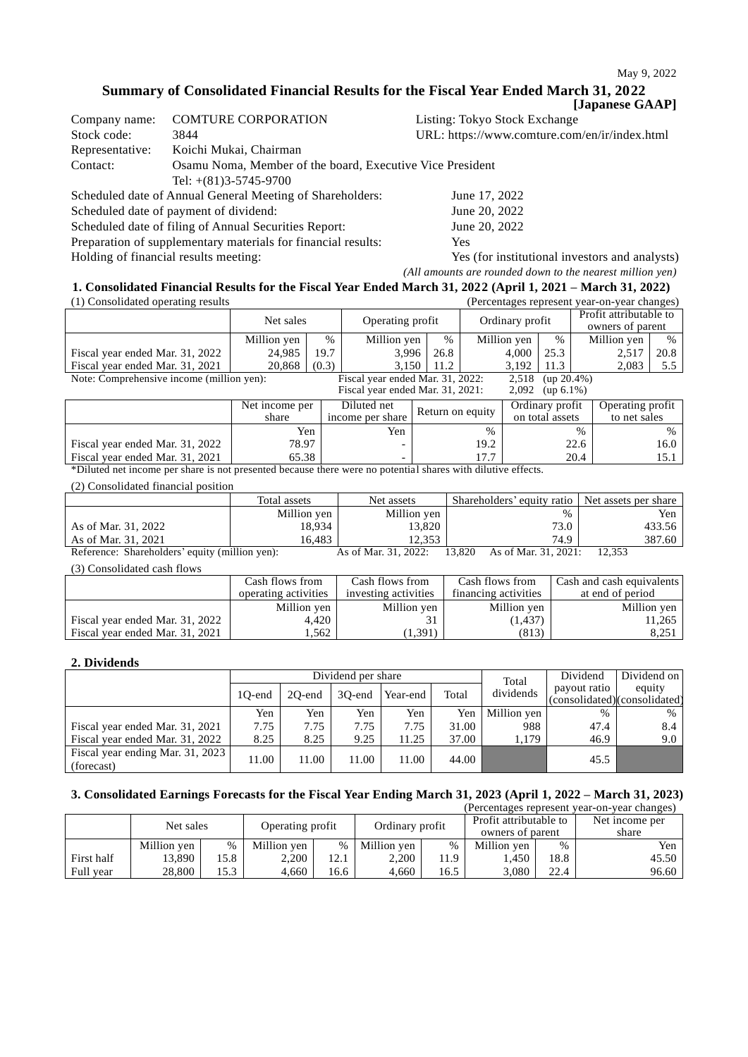May 9, 2022

# Summary of Consolidated Financial Results for the Fiscal Year Ended March 31, 2022

**[Japanese GAAP]**

| | | | |
|---|---|---|---|
| Company name: | COMTURE CORPORATION | Listing: Tokyo Stock Exchange | |
| Stock code: | 3844 | URL: https://www.comture.com/en/ir/index.html | |
| Representative: | Koichi Mukai, Chairman | | |
| Contact: | Osamu Noma, Member of the board, Executive Vice President | | |
| | Tel: +(81)3-5745-9700 | | |

Scheduled date of Annual General Meeting of Shareholders: June 17, 2022
Scheduled date of payment of dividend: June 20, 2022
Scheduled date of filing of Annual Securities Report: June 20, 2022
Preparation of supplementary materials for financial results: Yes
Holding of financial results meeting: Yes (for institutional investors and analysts)

*(All amounts are rounded down to the nearest million yen)*

## 1. Consolidated Financial Results for the Fiscal Year Ended March 31, 2022 (April 1, 2021 – March 31, 2022)

(1) Consolidated operating results (Percentages represent year-on-year changes)

| | Net sales | | Operating profit | | Ordinary profit | | Profit attributable to owners of parent | |
|---|---|---|---|---|---|---|---|---|
| | Million yen | % | Million yen | % | Million yen | % | Million yen | % |
| Fiscal year ended Mar. 31, 2022 | 24,985 | 19.7 | 3,996 | 26.8 | 4,000 | 25.3 | 2,517 | 20.8 |
| Fiscal year ended Mar. 31, 2021 | 20,868 | (0.3) | 3,150 | 11.2 | 3,192 | 11.3 | 2,083 | 5.5 |

Note: Comprehensive income (million yen): Fiscal year ended Mar. 31, 2022: 2,518 (up 20.4%)
Fiscal year ended Mar. 31, 2021: 2,092 (up 6.1%)

| | Net income per share | Diluted net income per share | Return on equity | Ordinary profit on total assets | Operating profit to net sales |
|---|---|---|---|---|---|
| | Yen | Yen | % | % | % |
| Fiscal year ended Mar. 31, 2022 | 78.97 | - | 19.2 | 22.6 | 16.0 |
| Fiscal year ended Mar. 31, 2021 | 65.38 | - | 17.7 | 20.4 | 15.1 |

*Diluted net income per share is not presented because there were no potential shares with dilutive effects.

(2) Consolidated financial position

| | Total assets | Net assets | Shareholders' equity ratio | Net assets per share |
|---|---|---|---|---|
| | Million yen | Million yen | % | Yen |
| As of Mar. 31, 2022 | 18,934 | 13,820 | 73.0 | 433.56 |
| As of Mar. 31, 2021 | 16,483 | 12,353 | 74.9 | 387.60 |

Reference: Shareholders' equity (million yen): As of Mar. 31, 2022: 13,820 As of Mar. 31, 2021: 12,353

(3) Consolidated cash flows

| | Cash flows from operating activities | Cash flows from investing activities | Cash flows from financing activities | Cash and cash equivalents at end of period |
|---|---|---|---|---|
| | Million yen | Million yen | Million yen | Million yen |
| Fiscal year ended Mar. 31, 2022 | 4,420 | 31 | (1,437) | 11,265 |
| Fiscal year ended Mar. 31, 2021 | 1,562 | (1,391) | (813) | 8,251 |

## 2. Dividends

| | Dividend per share | | | | | Total dividends | Dividend payout ratio (consolidated) | Dividend on equity (consolidated) |
|---|---|---|---|---|---|---|---|---|
| | 1Q-end | 2Q-end | 3Q-end | Year-end | Total | | | |
| | Yen | Yen | Yen | Yen | Yen | Million yen | % | % |
| Fiscal year ended Mar. 31, 2021 | 7.75 | 7.75 | 7.75 | 7.75 | 31.00 | 988 | 47.4 | 8.4 |
| Fiscal year ended Mar. 31, 2022 | 8.25 | 8.25 | 9.25 | 11.25 | 37.00 | 1,179 | 46.9 | 9.0 |
| Fiscal year ending Mar. 31, 2023 (forecast) | 11.00 | 11.00 | 11.00 | 11.00 | 44.00 | | 45.5 | |

## 3. Consolidated Earnings Forecasts for the Fiscal Year Ending March 31, 2023 (April 1, 2022 – March 31, 2023)

(Percentages represent year-on-year changes)

| | Net sales | | Operating profit | | Ordinary profit | | Profit attributable to owners of parent | | Net income per share |
|---|---|---|---|---|---|---|---|---|---|
| | Million yen | % | Million yen | % | Million yen | % | Million yen | % | Yen |
| First half | 13,890 | 15.8 | 2,200 | 12.1 | 2,200 | 11.9 | 1,450 | 18.8 | 45.50 |
| Full year | 28,800 | 15.3 | 4,660 | 16.6 | 4,660 | 16.5 | 3,080 | 22.4 | 96.60 |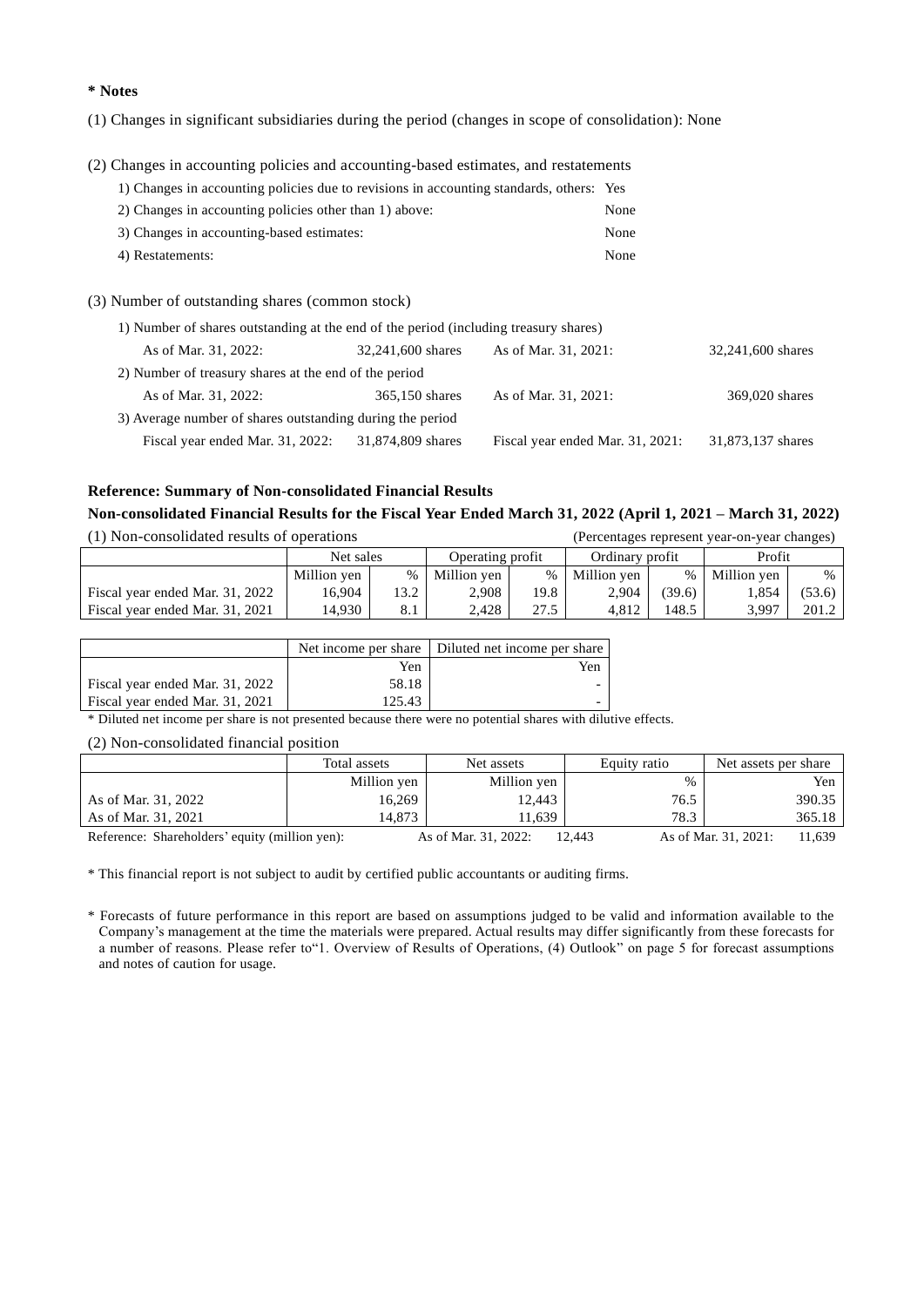**\* Notes**

(1) Changes in significant subsidiaries during the period (changes in scope of consolidation): None

(2) Changes in accounting policies and accounting-based estimates, and restatements

1) Changes in accounting policies due to revisions in accounting standards, others: Yes
2) Changes in accounting policies other than 1) above: None
3) Changes in accounting-based estimates: None
4) Restatements: None

(3) Number of outstanding shares (common stock)

1) Number of shares outstanding at the end of the period (including treasury shares)

| | | | |
|---|---|---|---|
| As of Mar. 31, 2022: | 32,241,600 shares | As of Mar. 31, 2021: | 32,241,600 shares |

2) Number of treasury shares at the end of the period

| | | | |
|---|---|---|---|
| As of Mar. 31, 2022: | 365,150 shares | As of Mar. 31, 2021: | 369,020 shares |

3) Average number of shares outstanding during the period

| | | | |
|---|---|---|---|
| Fiscal year ended Mar. 31, 2022: | 31,874,809 shares | Fiscal year ended Mar. 31, 2021: | 31,873,137 shares |

**Reference: Summary of Non-consolidated Financial Results**

**Non-consolidated Financial Results for the Fiscal Year Ended March 31, 2022 (April 1, 2021 – March 31, 2022)**

(1) Non-consolidated results of operations (Percentages represent year-on-year changes)

| | Net sales | | Operating profit | | Ordinary profit | | Profit | |
|---|---|---|---|---|---|---|---|---|
| | Million yen | % | Million yen | % | Million yen | % | Million yen | % |
| Fiscal year ended Mar. 31, 2022 | 16,904 | 13.2 | 2,908 | 19.8 | 2,904 | (39.6) | 1,854 | (53.6) |
| Fiscal year ended Mar. 31, 2021 | 14,930 | 8.1 | 2,428 | 27.5 | 4,812 | 148.5 | 3,997 | 201.2 |

| | Net income per share | Diluted net income per share |
|---|---|---|
| | Yen | Yen |
| Fiscal year ended Mar. 31, 2022 | 58.18 | - |
| Fiscal year ended Mar. 31, 2021 | 125.43 | - |

\* Diluted net income per share is not presented because there were no potential shares with dilutive effects.

(2) Non-consolidated financial position

| | Total assets | Net assets | Equity ratio | Net assets per share |
|---|---|---|---|---|
| | Million yen | Million yen | % | Yen |
| As of Mar. 31, 2022 | 16,269 | 12,443 | 76.5 | 390.35 |
| As of Mar. 31, 2021 | 14,873 | 11,639 | 78.3 | 365.18 |

Reference: Shareholders' equity (million yen): As of Mar. 31, 2022: 12,443 As of Mar. 31, 2021: 11,639

\* This financial report is not subject to audit by certified public accountants or auditing firms.

\* Forecasts of future performance in this report are based on assumptions judged to be valid and information available to the Company's management at the time the materials were prepared. Actual results may differ significantly from these forecasts for a number of reasons. Please refer to"1. Overview of Results of Operations, (4) Outlook" on page 5 for forecast assumptions and notes of caution for usage.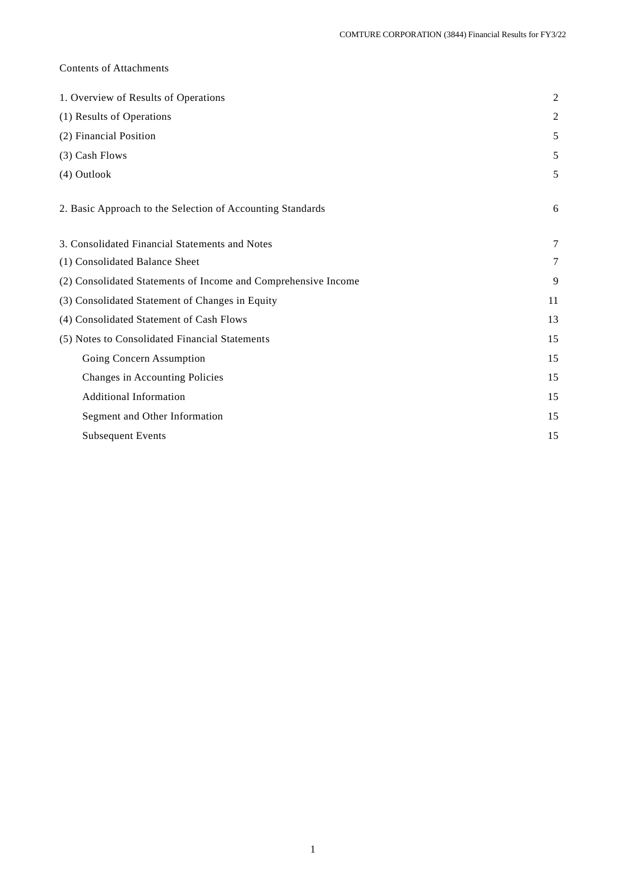Contents of Attachments

| | |
|---|---|
| 1. Overview of Results of Operations | 2 |
| (1) Results of Operations | 2 |
| (2) Financial Position | 5 |
| (3) Cash Flows | 5 |
| (4) Outlook | 5 |
| | |
| 2. Basic Approach to the Selection of Accounting Standards | 6 |
| | |
| 3. Consolidated Financial Statements and Notes | 7 |
| (1) Consolidated Balance Sheet | 7 |
| (2) Consolidated Statements of Income and Comprehensive Income | 9 |
| (3) Consolidated Statement of Changes in Equity | 11 |
| (4) Consolidated Statement of Cash Flows | 13 |
| (5) Notes to Consolidated Financial Statements | 15 |
| Going Concern Assumption | 15 |
| Changes in Accounting Policies | 15 |
| Additional Information | 15 |
| Segment and Other Information | 15 |
| Subsequent Events | 15 |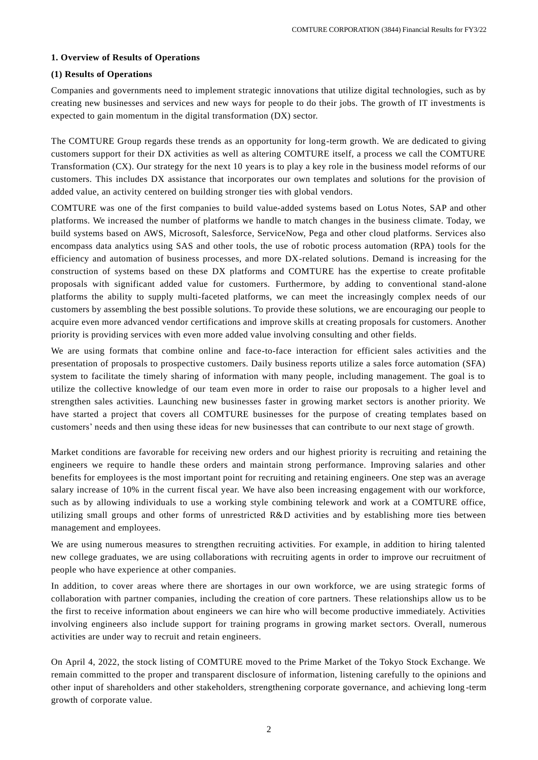## 1. Overview of Results of Operations

### (1) Results of Operations

Companies and governments need to implement strategic innovations that utilize digital technologies, such as by creating new businesses and services and new ways for people to do their jobs. The growth of IT investments is expected to gain momentum in the digital transformation (DX) sector.

The COMTURE Group regards these trends as an opportunity for long-term growth. We are dedicated to giving customers support for their DX activities as well as altering COMTURE itself, a process we call the COMTURE Transformation (CX). Our strategy for the next 10 years is to play a key role in the business model reforms of our customers. This includes DX assistance that incorporates our own templates and solutions for the provision of added value, an activity centered on building stronger ties with global vendors.

COMTURE was one of the first companies to build value-added systems based on Lotus Notes, SAP and other platforms. We increased the number of platforms we handle to match changes in the business climate. Today, we build systems based on AWS, Microsoft, Salesforce, ServiceNow, Pega and other cloud platforms. Services also encompass data analytics using SAS and other tools, the use of robotic process automation (RPA) tools for the efficiency and automation of business processes, and more DX-related solutions. Demand is increasing for the construction of systems based on these DX platforms and COMTURE has the expertise to create profitable proposals with significant added value for customers. Furthermore, by adding to conventional stand-alone platforms the ability to supply multi-faceted platforms, we can meet the increasingly complex needs of our customers by assembling the best possible solutions. To provide these solutions, we are encouraging our people to acquire even more advanced vendor certifications and improve skills at creating proposals for customers. Another priority is providing services with even more added value involving consulting and other fields.

We are using formats that combine online and face-to-face interaction for efficient sales activities and the presentation of proposals to prospective customers. Daily business reports utilize a sales force automation (SFA) system to facilitate the timely sharing of information with many people, including management. The goal is to utilize the collective knowledge of our team even more in order to raise our proposals to a higher level and strengthen sales activities. Launching new businesses faster in growing market sectors is another priority. We have started a project that covers all COMTURE businesses for the purpose of creating templates based on customers' needs and then using these ideas for new businesses that can contribute to our next stage of growth.

Market conditions are favorable for receiving new orders and our highest priority is recruiting and retaining the engineers we require to handle these orders and maintain strong performance. Improving salaries and other benefits for employees is the most important point for recruiting and retaining engineers. One step was an average salary increase of 10% in the current fiscal year. We have also been increasing engagement with our workforce, such as by allowing individuals to use a working style combining telework and work at a COMTURE office, utilizing small groups and other forms of unrestricted R&D activities and by establishing more ties between management and employees.

We are using numerous measures to strengthen recruiting activities. For example, in addition to hiring talented new college graduates, we are using collaborations with recruiting agents in order to improve our recruitment of people who have experience at other companies.

In addition, to cover areas where there are shortages in our own workforce, we are using strategic forms of collaboration with partner companies, including the creation of core partners. These relationships allow us to be the first to receive information about engineers we can hire who will become productive immediately. Activities involving engineers also include support for training programs in growing market sectors. Overall, numerous activities are under way to recruit and retain engineers.

On April 4, 2022, the stock listing of COMTURE moved to the Prime Market of the Tokyo Stock Exchange. We remain committed to the proper and transparent disclosure of information, listening carefully to the opinions and other input of shareholders and other stakeholders, strengthening corporate governance, and achieving long-term growth of corporate value.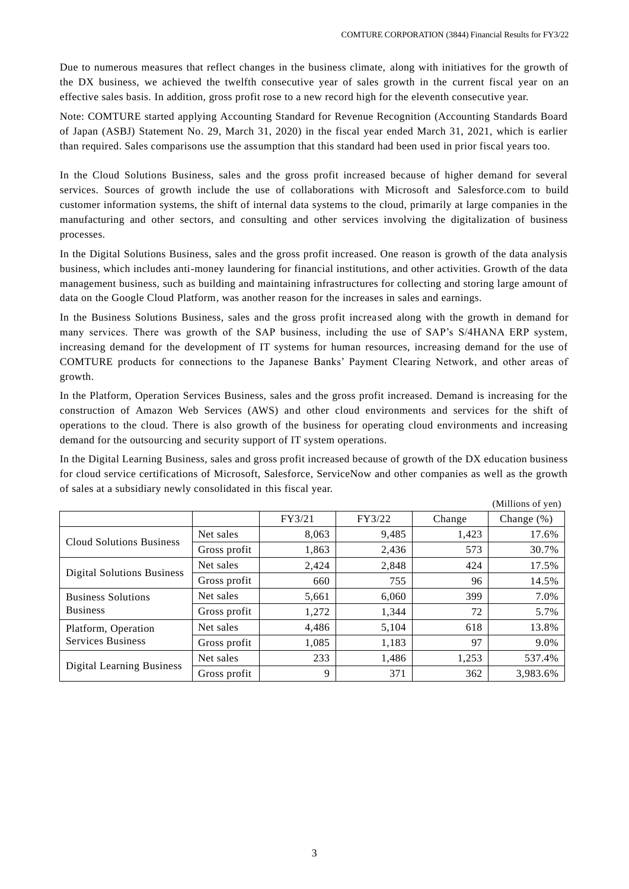Due to numerous measures that reflect changes in the business climate, along with initiatives for the growth of the DX business, we achieved the twelfth consecutive year of sales growth in the current fiscal year on an effective sales basis. In addition, gross profit rose to a new record high for the eleventh consecutive year.

Note: COMTURE started applying Accounting Standard for Revenue Recognition (Accounting Standards Board of Japan (ASBJ) Statement No. 29, March 31, 2020) in the fiscal year ended March 31, 2021, which is earlier than required. Sales comparisons use the assumption that this standard had been used in prior fiscal years too.

In the Cloud Solutions Business, sales and the gross profit increased because of higher demand for several services. Sources of growth include the use of collaborations with Microsoft and Salesforce.com to build customer information systems, the shift of internal data systems to the cloud, primarily at large companies in the manufacturing and other sectors, and consulting and other services involving the digitalization of business processes.

In the Digital Solutions Business, sales and the gross profit increased. One reason is growth of the data analysis business, which includes anti-money laundering for financial institutions, and other activities. Growth of the data management business, such as building and maintaining infrastructures for collecting and storing large amount of data on the Google Cloud Platform, was another reason for the increases in sales and earnings.

In the Business Solutions Business, sales and the gross profit increased along with the growth in demand for many services. There was growth of the SAP business, including the use of SAP's S/4HANA ERP system, increasing demand for the development of IT systems for human resources, increasing demand for the use of COMTURE products for connections to the Japanese Banks' Payment Clearing Network, and other areas of growth.

In the Platform, Operation Services Business, sales and the gross profit increased. Demand is increasing for the construction of Amazon Web Services (AWS) and other cloud environments and services for the shift of operations to the cloud. There is also growth of the business for operating cloud environments and increasing demand for the outsourcing and security support of IT system operations.

In the Digital Learning Business, sales and gross profit increased because of growth of the DX education business for cloud service certifications of Microsoft, Salesforce, ServiceNow and other companies as well as the growth of sales at a subsidiary newly consolidated in this fiscal year.

(Millions of yen)

| | | FY3/21 | FY3/22 | Change | Change (%) |
|---|---|---|---|---|---|
| Cloud Solutions Business | Net sales | 8,063 | 9,485 | 1,423 | 17.6% |
| | Gross profit | 1,863 | 2,436 | 573 | 30.7% |
| Digital Solutions Business | Net sales | 2,424 | 2,848 | 424 | 17.5% |
| | Gross profit | 660 | 755 | 96 | 14.5% |
| Business Solutions Business | Net sales | 5,661 | 6,060 | 399 | 7.0% |
| | Gross profit | 1,272 | 1,344 | 72 | 5.7% |
| Platform, Operation Services Business | Net sales | 4,486 | 5,104 | 618 | 13.8% |
| | Gross profit | 1,085 | 1,183 | 97 | 9.0% |
| Digital Learning Business | Net sales | 233 | 1,486 | 1,253 | 537.4% |
| | Gross profit | 9 | 371 | 362 | 3,983.6% |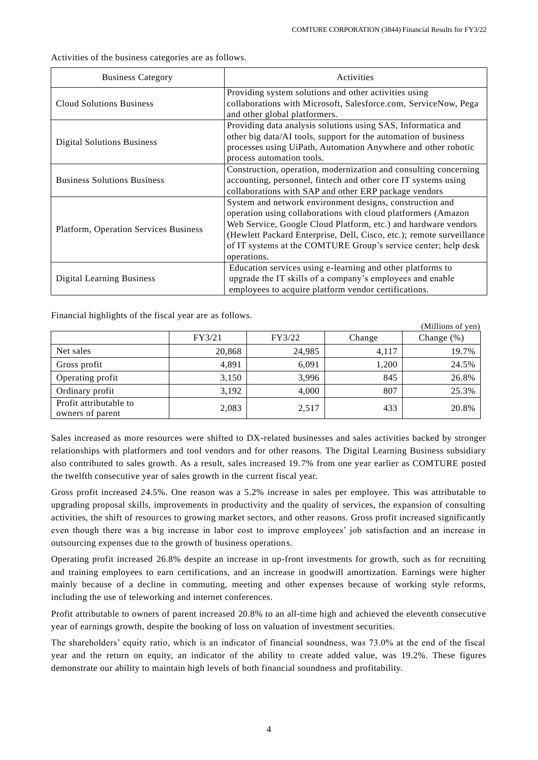Activities of the business categories are as follows.

| Business Category | Activities |
| --- | --- |
| Cloud Solutions Business | Providing system solutions and other activities using collaborations with Microsoft, Salesforce.com, ServiceNow, Pega and other global platformers. |
| Digital Solutions Business | Providing data analysis solutions using SAS, Informatica and other big data/AI tools, support for the automation of business processes using UiPath, Automation Anywhere and other robotic process automation tools. |
| Business Solutions Business | Construction, operation, modernization and consulting concerning accounting, personnel, fintech and other core IT systems using collaborations with SAP and other ERP package vendors |
| Platform, Operation Services Business | System and network environment designs, construction and operation using collaborations with cloud platformers (Amazon Web Service, Google Cloud Platform, etc.) and hardware vendors (Hewlett Packard Enterprise, Dell, Cisco, etc.); remote surveillance of IT systems at the COMTURE Group's service center; help desk operations. |
| Digital Learning Business | Education services using e-learning and other platforms to upgrade the IT skills of a company's employees and enable employees to acquire platform vendor certifications. |

Financial highlights of the fiscal year are as follows.

(Millions of yen)

| | FY3/21 | FY3/22 | Change | Change (%) |
| --- | --- | --- | --- | --- |
| Net sales | 20,868 | 24,985 | 4,117 | 19.7% |
| Gross profit | 4,891 | 6,091 | 1,200 | 24.5% |
| Operating profit | 3,150 | 3,996 | 845 | 26.8% |
| Ordinary profit | 3,192 | 4,000 | 807 | 25.3% |
| Profit attributable to owners of parent | 2,083 | 2,517 | 433 | 20.8% |

Sales increased as more resources were shifted to DX-related businesses and sales activities backed by stronger relationships with platformers and tool vendors and for other reasons. The Digital Learning Business subsidiary also contributed to sales growth. As a result, sales increased 19.7% from one year earlier as COMTURE posted the twelfth consecutive year of sales growth in the current fiscal year.

Gross profit increased 24.5%. One reason was a 5.2% increase in sales per employee. This was attributable to upgrading proposal skills, improvements in productivity and the quality of services, the expansion of consulting activities, the shift of resources to growing market sectors, and other reasons. Gross profit increased significantly even though there was a big increase in labor cost to improve employees' job satisfaction and an increase in outsourcing expenses due to the growth of business operations.

Operating profit increased 26.8% despite an increase in up-front investments for growth, such as for recruiting and training employees to earn certifications, and an increase in goodwill amortization. Earnings were higher mainly because of a decline in commuting, meeting and other expenses because of working style reforms, including the use of teleworking and internet conferences.

Profit attributable to owners of parent increased 20.8% to an all-time high and achieved the eleventh consecutive year of earnings growth, despite the booking of loss on valuation of investment securities.

The shareholders' equity ratio, which is an indicator of financial soundness, was 73.0% at the end of the fiscal year and the return on equity, an indicator of the ability to create added value, was 19.2%. These figures demonstrate our ability to maintain high levels of both financial soundness and profitability.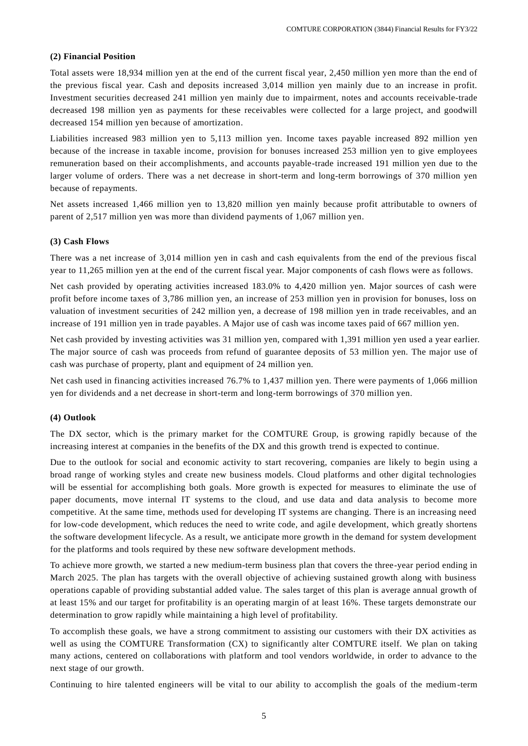**(2) Financial Position**

Total assets were 18,934 million yen at the end of the current fiscal year, 2,450 million yen more than the end of the previous fiscal year. Cash and deposits increased 3,014 million yen mainly due to an increase in profit. Investment securities decreased 241 million yen mainly due to impairment, notes and accounts receivable-trade decreased 198 million yen as payments for these receivables were collected for a large project, and goodwill decreased 154 million yen because of amortization.

Liabilities increased 983 million yen to 5,113 million yen. Income taxes payable increased 892 million yen because of the increase in taxable income, provision for bonuses increased 253 million yen to give employees remuneration based on their accomplishments, and accounts payable-trade increased 191 million yen due to the larger volume of orders. There was a net decrease in short-term and long-term borrowings of 370 million yen because of repayments.

Net assets increased 1,466 million yen to 13,820 million yen mainly because profit attributable to owners of parent of 2,517 million yen was more than dividend payments of 1,067 million yen.

**(3) Cash Flows**

There was a net increase of 3,014 million yen in cash and cash equivalents from the end of the previous fiscal year to 11,265 million yen at the end of the current fiscal year. Major components of cash flows were as follows.

Net cash provided by operating activities increased 183.0% to 4,420 million yen. Major sources of cash were profit before income taxes of 3,786 million yen, an increase of 253 million yen in provision for bonuses, loss on valuation of investment securities of 242 million yen, a decrease of 198 million yen in trade receivables, and an increase of 191 million yen in trade payables. A Major use of cash was income taxes paid of 667 million yen.

Net cash provided by investing activities was 31 million yen, compared with 1,391 million yen used a year earlier. The major source of cash was proceeds from refund of guarantee deposits of 53 million yen. The major use of cash was purchase of property, plant and equipment of 24 million yen.

Net cash used in financing activities increased 76.7% to 1,437 million yen. There were payments of 1,066 million yen for dividends and a net decrease in short-term and long-term borrowings of 370 million yen.

**(4) Outlook**

The DX sector, which is the primary market for the COMTURE Group, is growing rapidly because of the increasing interest at companies in the benefits of the DX and this growth trend is expected to continue.

Due to the outlook for social and economic activity to start recovering, companies are likely to begin using a broad range of working styles and create new business models. Cloud platforms and other digital technologies will be essential for accomplishing both goals. More growth is expected for measures to eliminate the use of paper documents, move internal IT systems to the cloud, and use data and data analysis to become more competitive. At the same time, methods used for developing IT systems are changing. There is an increasing need for low-code development, which reduces the need to write code, and agile development, which greatly shortens the software development lifecycle. As a result, we anticipate more growth in the demand for system development for the platforms and tools required by these new software development methods.

To achieve more growth, we started a new medium-term business plan that covers the three-year period ending in March 2025. The plan has targets with the overall objective of achieving sustained growth along with business operations capable of providing substantial added value. The sales target of this plan is average annual growth of at least 15% and our target for profitability is an operating margin of at least 16%. These targets demonstrate our determination to grow rapidly while maintaining a high level of profitability.

To accomplish these goals, we have a strong commitment to assisting our customers with their DX activities as well as using the COMTURE Transformation (CX) to significantly alter COMTURE itself. We plan on taking many actions, centered on collaborations with platform and tool vendors worldwide, in order to advance to the next stage of our growth.

Continuing to hire talented engineers will be vital to our ability to accomplish the goals of the medium-term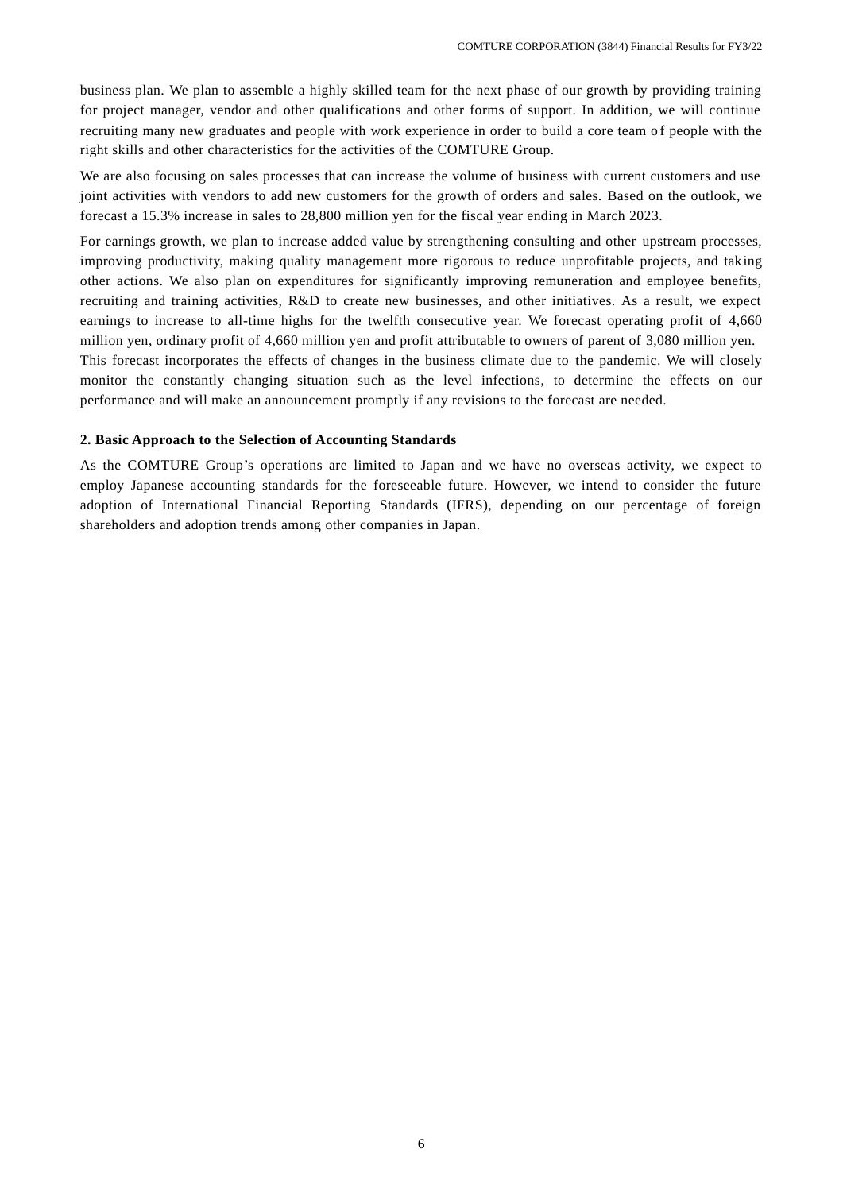business plan. We plan to assemble a highly skilled team for the next phase of our growth by providing training for project manager, vendor and other qualifications and other forms of support. In addition, we will continue recruiting many new graduates and people with work experience in order to build a core team of people with the right skills and other characteristics for the activities of the COMTURE Group.

We are also focusing on sales processes that can increase the volume of business with current customers and use joint activities with vendors to add new customers for the growth of orders and sales. Based on the outlook, we forecast a 15.3% increase in sales to 28,800 million yen for the fiscal year ending in March 2023.

For earnings growth, we plan to increase added value by strengthening consulting and other upstream processes, improving productivity, making quality management more rigorous to reduce unprofitable projects, and taking other actions. We also plan on expenditures for significantly improving remuneration and employee benefits, recruiting and training activities, R&D to create new businesses, and other initiatives. As a result, we expect earnings to increase to all-time highs for the twelfth consecutive year. We forecast operating profit of 4,660 million yen, ordinary profit of 4,660 million yen and profit attributable to owners of parent of 3,080 million yen.
This forecast incorporates the effects of changes in the business climate due to the pandemic. We will closely monitor the constantly changing situation such as the level infections, to determine the effects on our performance and will make an announcement promptly if any revisions to the forecast are needed.

**2. Basic Approach to the Selection of Accounting Standards**

As the COMTURE Group's operations are limited to Japan and we have no overseas activity, we expect to employ Japanese accounting standards for the foreseeable future. However, we intend to consider the future adoption of International Financial Reporting Standards (IFRS), depending on our percentage of foreign shareholders and adoption trends among other companies in Japan.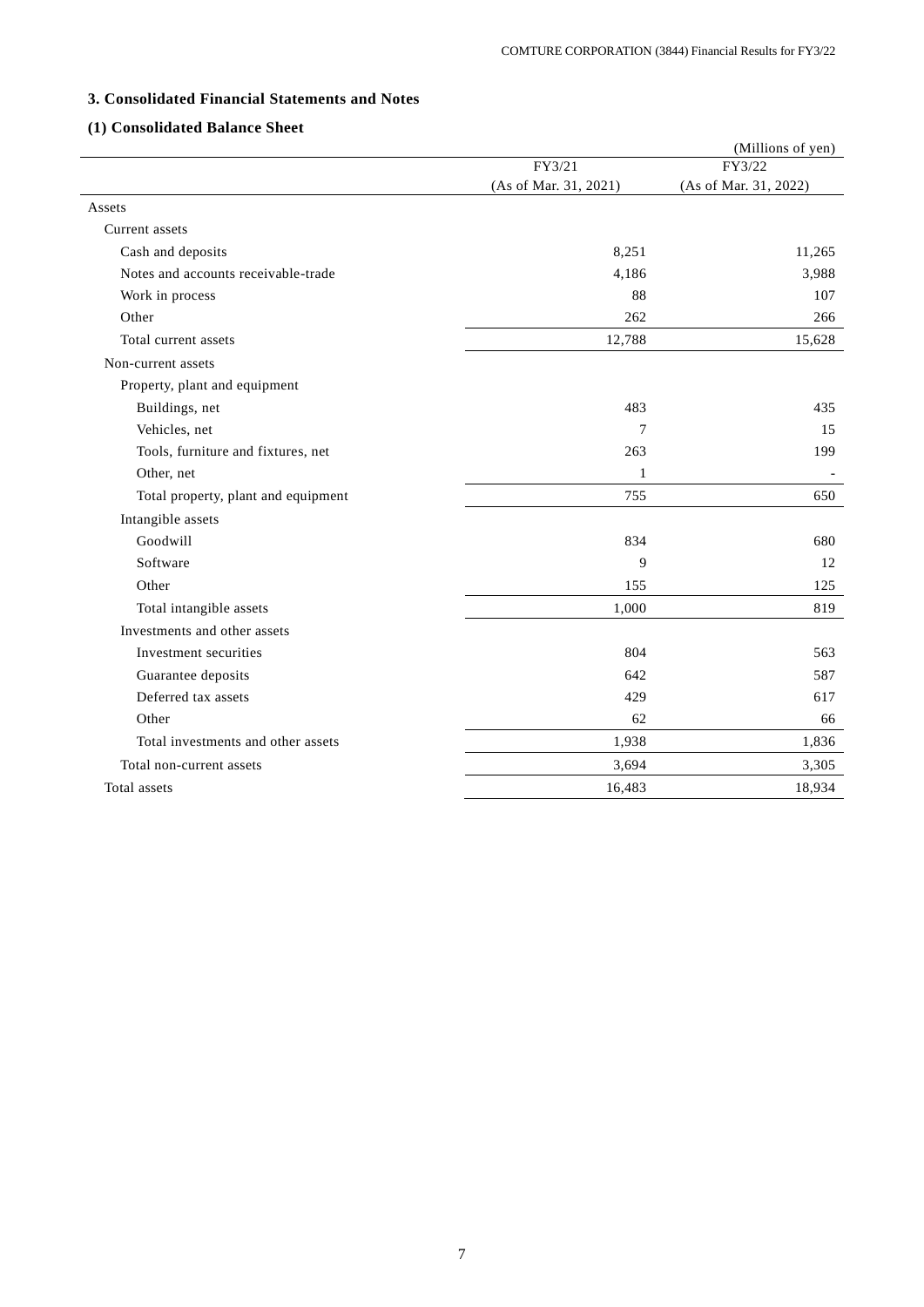### 3. Consolidated Financial Statements and Notes

### (1) Consolidated Balance Sheet

(Millions of yen)

| | FY3/21 (As of Mar. 31, 2021) | FY3/22 (As of Mar. 31, 2022) |
|---|---|---|
| Assets | | |
| Current assets | | |
| Cash and deposits | 8,251 | 11,265 |
| Notes and accounts receivable-trade | 4,186 | 3,988 |
| Work in process | 88 | 107 |
| Other | 262 | 266 |
| Total current assets | 12,788 | 15,628 |
| Non-current assets | | |
| Property, plant and equipment | | |
| Buildings, net | 483 | 435 |
| Vehicles, net | 7 | 15 |
| Tools, furniture and fixtures, net | 263 | 199 |
| Other, net | 1 | - |
| Total property, plant and equipment | 755 | 650 |
| Intangible assets | | |
| Goodwill | 834 | 680 |
| Software | 9 | 12 |
| Other | 155 | 125 |
| Total intangible assets | 1,000 | 819 |
| Investments and other assets | | |
| Investment securities | 804 | 563 |
| Guarantee deposits | 642 | 587 |
| Deferred tax assets | 429 | 617 |
| Other | 62 | 66 |
| Total investments and other assets | 1,938 | 1,836 |
| Total non-current assets | 3,694 | 3,305 |
| Total assets | 16,483 | 18,934 |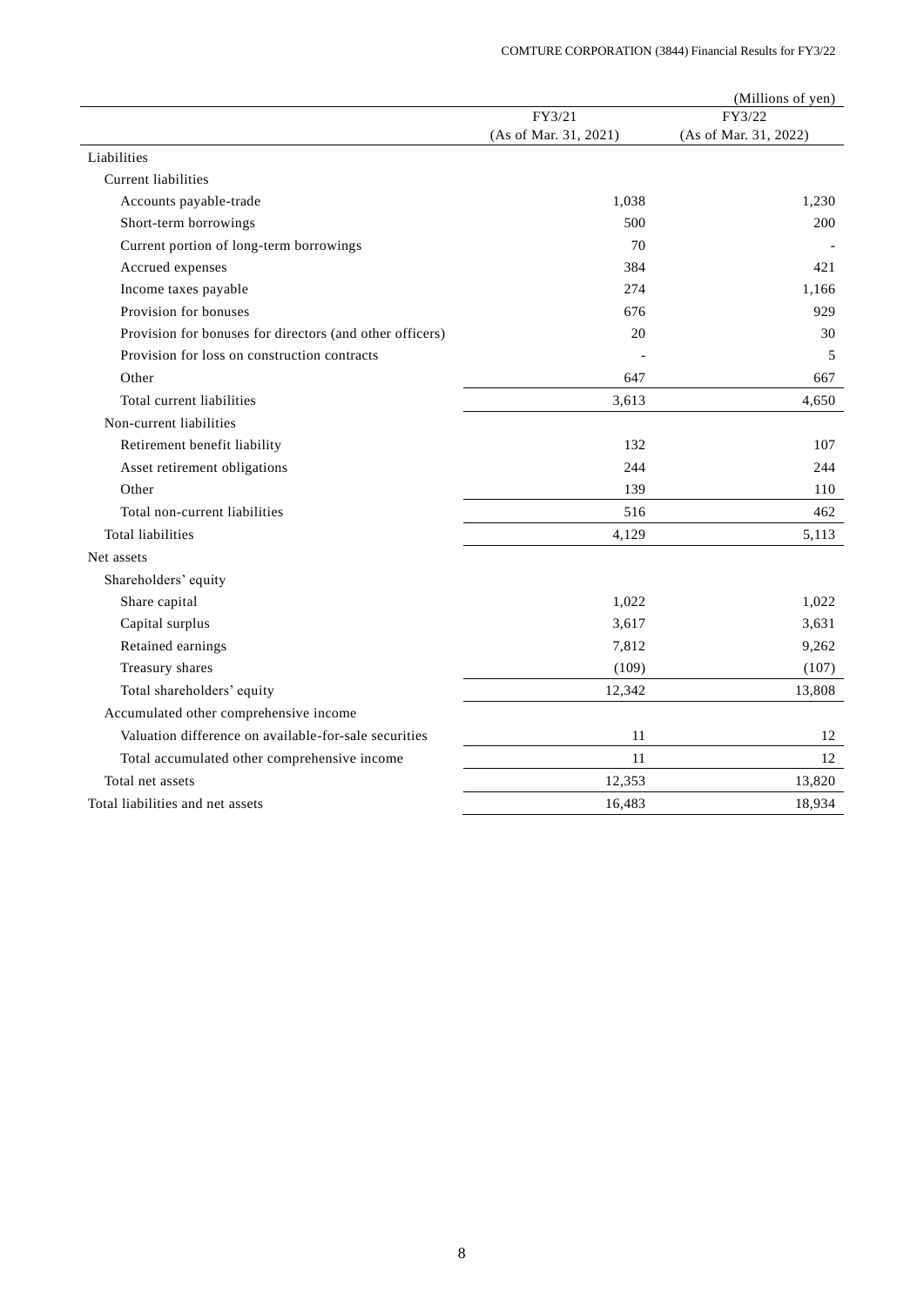(Millions of yen)

| | FY3/21 (As of Mar. 31, 2021) | FY3/22 (As of Mar. 31, 2022) |
|---|---|---|
| Liabilities | | |
| Current liabilities | | |
| Accounts payable-trade | 1,038 | 1,230 |
| Short-term borrowings | 500 | 200 |
| Current portion of long-term borrowings | 70 | - |
| Accrued expenses | 384 | 421 |
| Income taxes payable | 274 | 1,166 |
| Provision for bonuses | 676 | 929 |
| Provision for bonuses for directors (and other officers) | 20 | 30 |
| Provision for loss on construction contracts | - | 5 |
| Other | 647 | 667 |
| Total current liabilities | 3,613 | 4,650 |
| Non-current liabilities | | |
| Retirement benefit liability | 132 | 107 |
| Asset retirement obligations | 244 | 244 |
| Other | 139 | 110 |
| Total non-current liabilities | 516 | 462 |
| Total liabilities | 4,129 | 5,113 |
| Net assets | | |
| Shareholders' equity | | |
| Share capital | 1,022 | 1,022 |
| Capital surplus | 3,617 | 3,631 |
| Retained earnings | 7,812 | 9,262 |
| Treasury shares | (109) | (107) |
| Total shareholders' equity | 12,342 | 13,808 |
| Accumulated other comprehensive income | | |
| Valuation difference on available-for-sale securities | 11 | 12 |
| Total accumulated other comprehensive income | 11 | 12 |
| Total net assets | 12,353 | 13,820 |
| Total liabilities and net assets | 16,483 | 18,934 |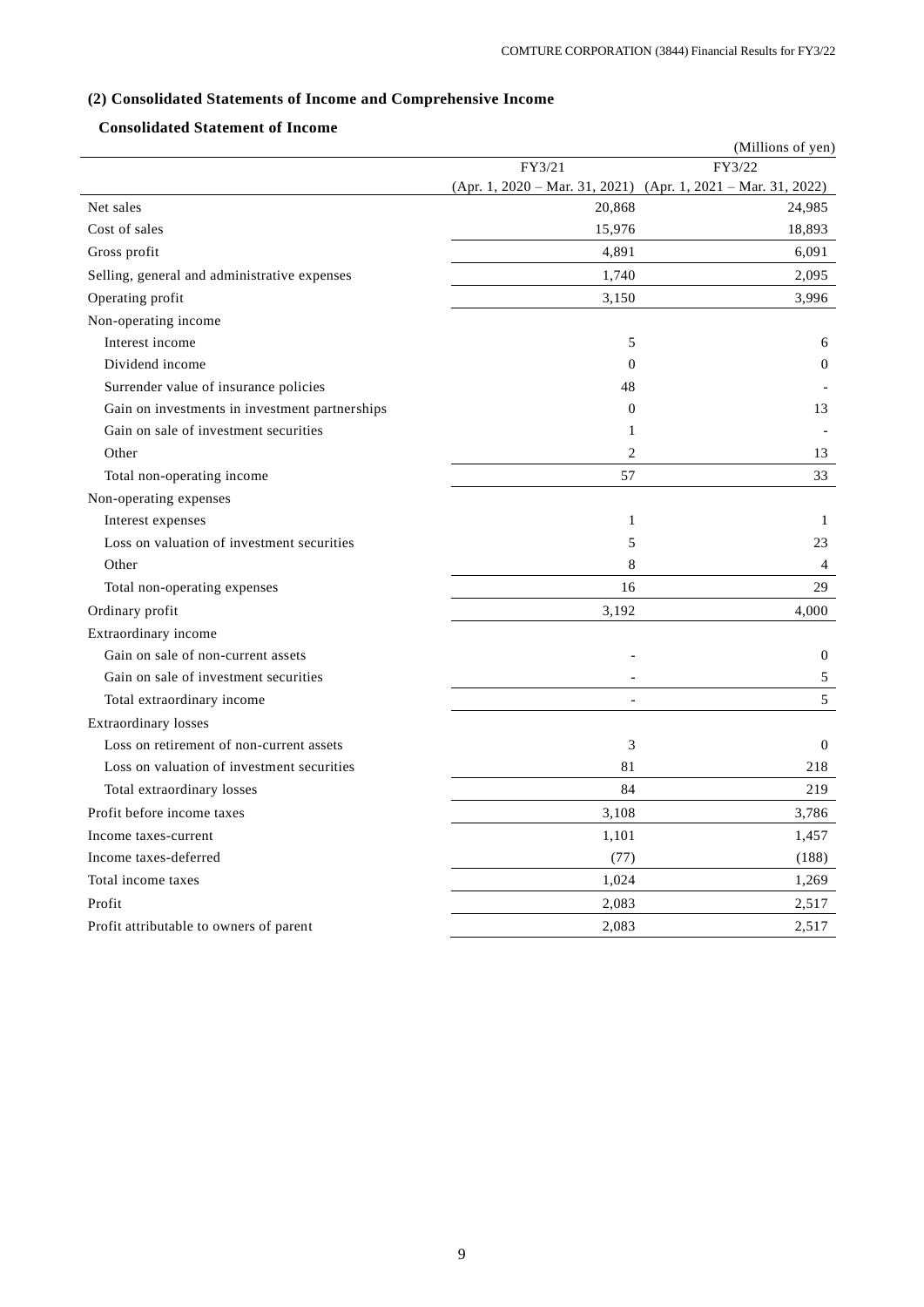## (2) Consolidated Statements of Income and Comprehensive Income

### Consolidated Statement of Income

(Millions of yen)

| | FY3/21 (Apr. 1, 2020 – Mar. 31, 2021) | FY3/22 (Apr. 1, 2021 – Mar. 31, 2022) |
|---|---|---|
| Net sales | 20,868 | 24,985 |
| Cost of sales | 15,976 | 18,893 |
| Gross profit | 4,891 | 6,091 |
| Selling, general and administrative expenses | 1,740 | 2,095 |
| Operating profit | 3,150 | 3,996 |
| Non-operating income | | |
| Interest income | 5 | 6 |
| Dividend income | 0 | 0 |
| Surrender value of insurance policies | 48 | - |
| Gain on investments in investment partnerships | 0 | 13 |
| Gain on sale of investment securities | 1 | - |
| Other | 2 | 13 |
| Total non-operating income | 57 | 33 |
| Non-operating expenses | | |
| Interest expenses | 1 | 1 |
| Loss on valuation of investment securities | 5 | 23 |
| Other | 8 | 4 |
| Total non-operating expenses | 16 | 29 |
| Ordinary profit | 3,192 | 4,000 |
| Extraordinary income | | |
| Gain on sale of non-current assets | - | 0 |
| Gain on sale of investment securities | - | 5 |
| Total extraordinary income | - | 5 |
| Extraordinary losses | | |
| Loss on retirement of non-current assets | 3 | 0 |
| Loss on valuation of investment securities | 81 | 218 |
| Total extraordinary losses | 84 | 219 |
| Profit before income taxes | 3,108 | 3,786 |
| Income taxes-current | 1,101 | 1,457 |
| Income taxes-deferred | (77) | (188) |
| Total income taxes | 1,024 | 1,269 |
| Profit | 2,083 | 2,517 |
| Profit attributable to owners of parent | 2,083 | 2,517 |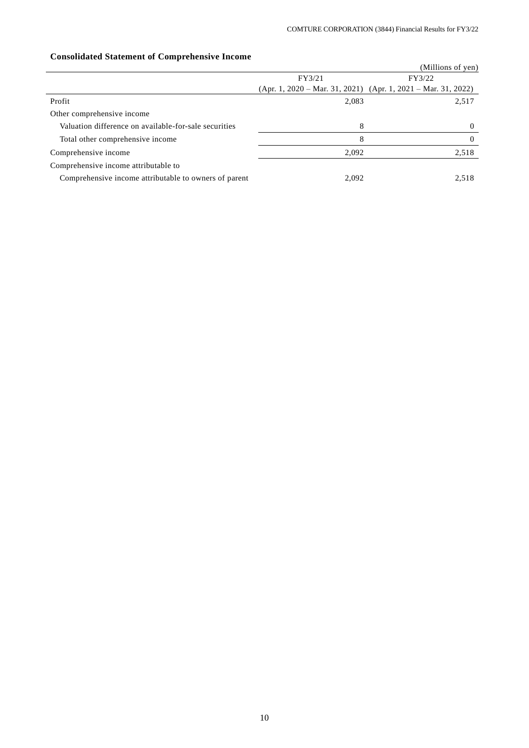### Consolidated Statement of Comprehensive Income

(Millions of yen)

| | FY3/21 (Apr. 1, 2020 – Mar. 31, 2021) | FY3/22 (Apr. 1, 2021 – Mar. 31, 2022) |
|---|---|---|
| Profit | 2,083 | 2,517 |
| Other comprehensive income | | |
| Valuation difference on available-for-sale securities | 8 | 0 |
| Total other comprehensive income | 8 | 0 |
| Comprehensive income | 2,092 | 2,518 |
| Comprehensive income attributable to | | |
| Comprehensive income attributable to owners of parent | 2,092 | 2,518 |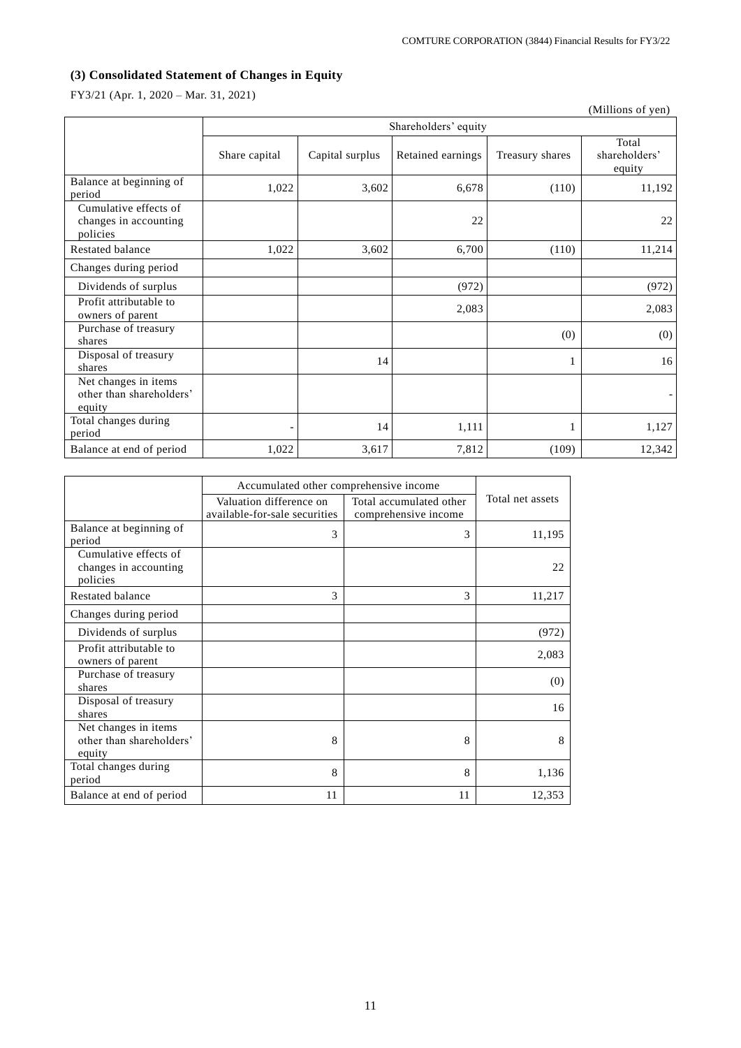### (3) Consolidated Statement of Changes in Equity

FY3/21 (Apr. 1, 2020 – Mar. 31, 2021)

(Millions of yen)

| | Shareholders' equity | | | | |
|---|---|---|---|---|---|
| | Share capital | Capital surplus | Retained earnings | Treasury shares | Total shareholders' equity |
| Balance at beginning of period | 1,022 | 3,602 | 6,678 | (110) | 11,192 |
| Cumulative effects of changes in accounting policies | | | 22 | | 22 |
| Restated balance | 1,022 | 3,602 | 6,700 | (110) | 11,214 |
| Changes during period | | | | | |
| Dividends of surplus | | | (972) | | (972) |
| Profit attributable to owners of parent | | | 2,083 | | 2,083 |
| Purchase of treasury shares | | | | (0) | (0) |
| Disposal of treasury shares | | 14 | | 1 | 16 |
| Net changes in items other than shareholders' equity | | | | | - |
| Total changes during period | - | 14 | 1,111 | 1 | 1,127 |
| Balance at end of period | 1,022 | 3,617 | 7,812 | (109) | 12,342 |

| | Accumulated other comprehensive income | | Total net assets |
|---|---|---|---|
| | Valuation difference on available-for-sale securities | Total accumulated other comprehensive income | |
| Balance at beginning of period | 3 | 3 | 11,195 |
| Cumulative effects of changes in accounting policies | | | 22 |
| Restated balance | 3 | 3 | 11,217 |
| Changes during period | | | |
| Dividends of surplus | | | (972) |
| Profit attributable to owners of parent | | | 2,083 |
| Purchase of treasury shares | | | (0) |
| Disposal of treasury shares | | | 16 |
| Net changes in items other than shareholders' equity | 8 | 8 | 8 |
| Total changes during period | 8 | 8 | 1,136 |
| Balance at end of period | 11 | 11 | 12,353 |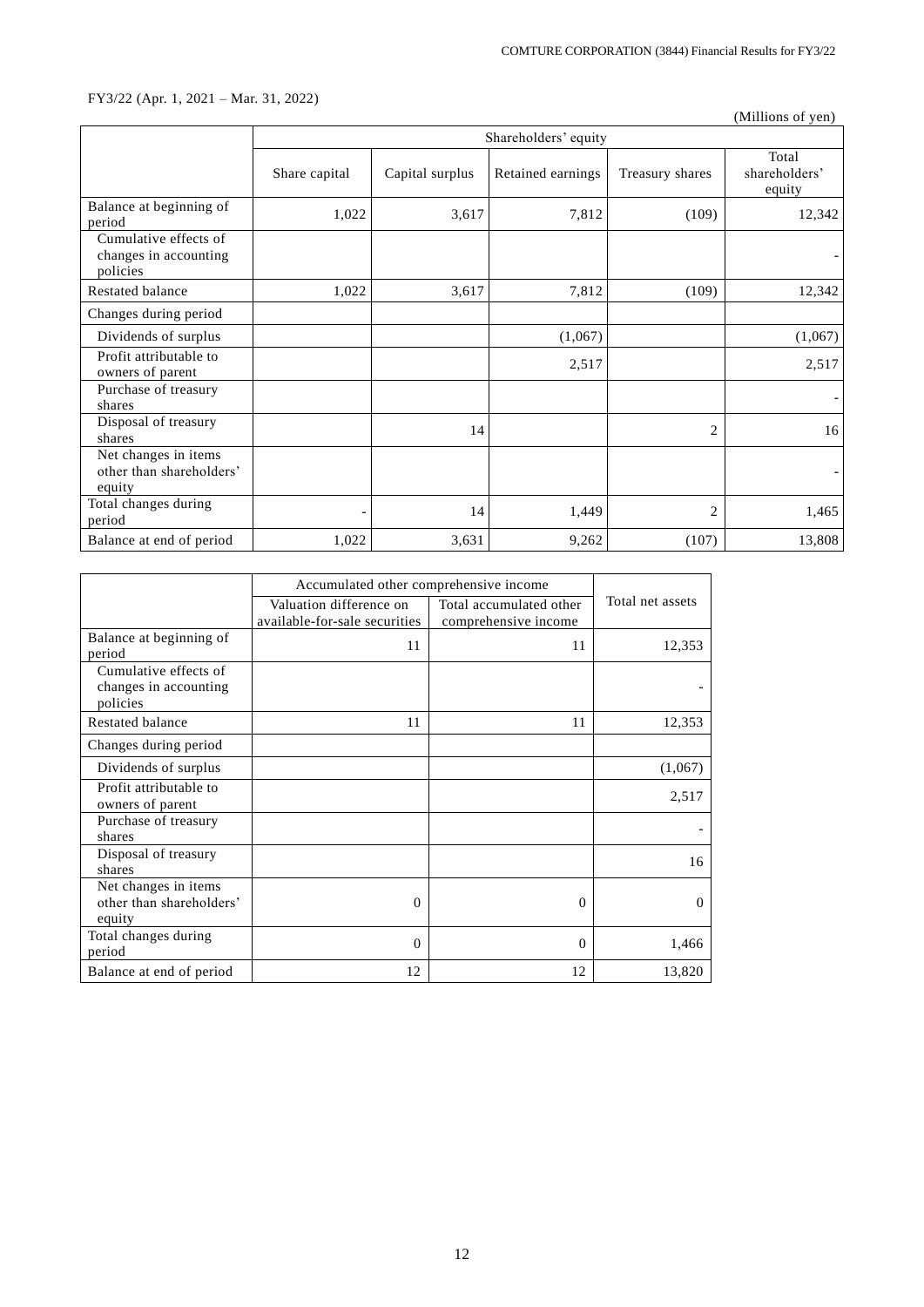FY3/22 (Apr. 1, 2021 – Mar. 31, 2022)

(Millions of yen)

| | Shareholders' equity | | | | |
|---|---|---|---|---|---|
| | Share capital | Capital surplus | Retained earnings | Treasury shares | Total shareholders' equity |
| Balance at beginning of period | 1,022 | 3,617 | 7,812 | (109) | 12,342 |
| Cumulative effects of changes in accounting policies | | | | | - |
| Restated balance | 1,022 | 3,617 | 7,812 | (109) | 12,342 |
| Changes during period | | | | | |
| Dividends of surplus | | | (1,067) | | (1,067) |
| Profit attributable to owners of parent | | | 2,517 | | 2,517 |
| Purchase of treasury shares | | | | | - |
| Disposal of treasury shares | | 14 | | 2 | 16 |
| Net changes in items other than shareholders' equity | | | | | - |
| Total changes during period | - | 14 | 1,449 | 2 | 1,465 |
| Balance at end of period | 1,022 | 3,631 | 9,262 | (107) | 13,808 |

| | Accumulated other comprehensive income | | Total net assets |
|---|---|---|---|
| | Valuation difference on available-for-sale securities | Total accumulated other comprehensive income | |
| Balance at beginning of period | 11 | 11 | 12,353 |
| Cumulative effects of changes in accounting policies | | | - |
| Restated balance | 11 | 11 | 12,353 |
| Changes during period | | | |
| Dividends of surplus | | | (1,067) |
| Profit attributable to owners of parent | | | 2,517 |
| Purchase of treasury shares | | | - |
| Disposal of treasury shares | | | 16 |
| Net changes in items other than shareholders' equity | 0 | 0 | 0 |
| Total changes during period | 0 | 0 | 1,466 |
| Balance at end of period | 12 | 12 | 13,820 |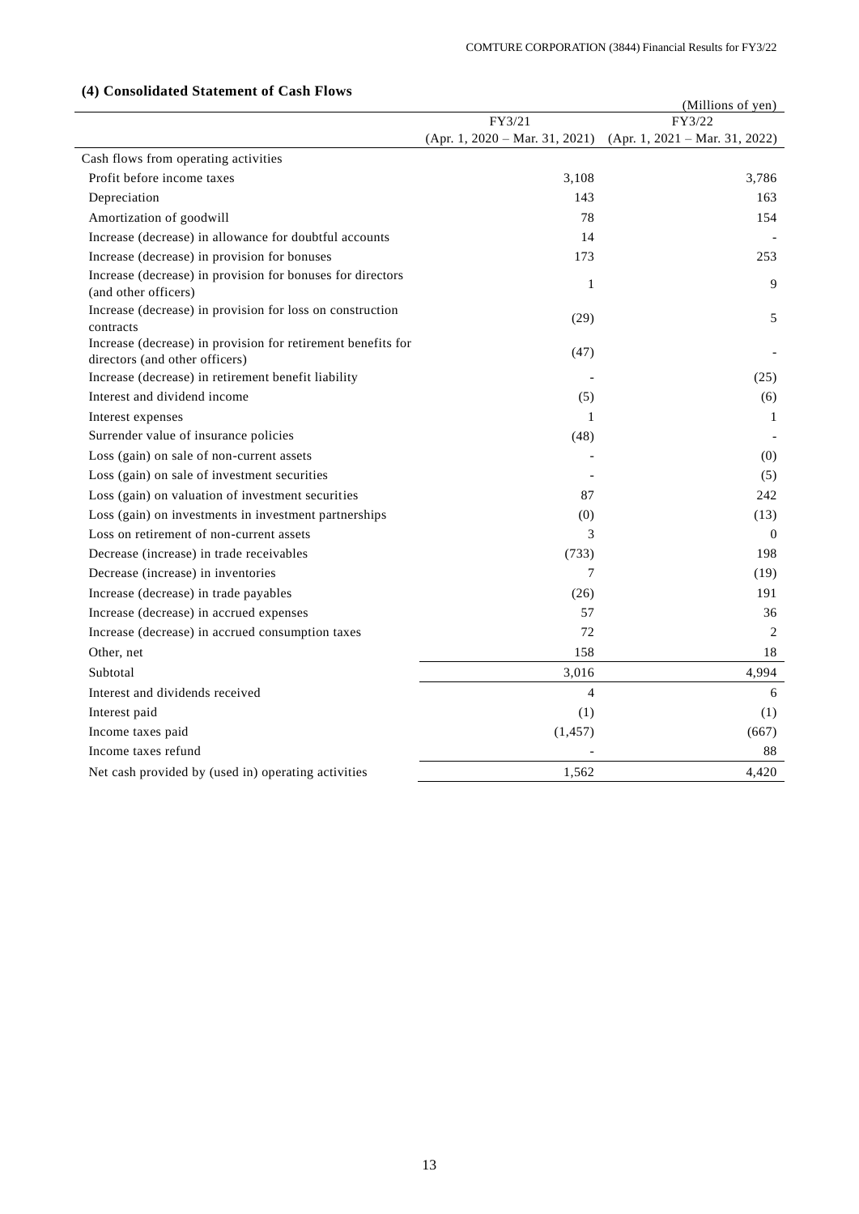### (4) Consolidated Statement of Cash Flows

(Millions of yen)

| | FY3/21 (Apr. 1, 2020 – Mar. 31, 2021) | FY3/22 (Apr. 1, 2021 – Mar. 31, 2022) |
|---|---|---|
| Cash flows from operating activities | | |
| Profit before income taxes | 3,108 | 3,786 |
| Depreciation | 143 | 163 |
| Amortization of goodwill | 78 | 154 |
| Increase (decrease) in allowance for doubtful accounts | 14 | - |
| Increase (decrease) in provision for bonuses | 173 | 253 |
| Increase (decrease) in provision for bonuses for directors (and other officers) | 1 | 9 |
| Increase (decrease) in provision for loss on construction contracts | (29) | 5 |
| Increase (decrease) in provision for retirement benefits for directors (and other officers) | (47) | - |
| Increase (decrease) in retirement benefit liability | - | (25) |
| Interest and dividend income | (5) | (6) |
| Interest expenses | 1 | 1 |
| Surrender value of insurance policies | (48) | - |
| Loss (gain) on sale of non-current assets | - | (0) |
| Loss (gain) on sale of investment securities | - | (5) |
| Loss (gain) on valuation of investment securities | 87 | 242 |
| Loss (gain) on investments in investment partnerships | (0) | (13) |
| Loss on retirement of non-current assets | 3 | 0 |
| Decrease (increase) in trade receivables | (733) | 198 |
| Decrease (increase) in inventories | 7 | (19) |
| Increase (decrease) in trade payables | (26) | 191 |
| Increase (decrease) in accrued expenses | 57 | 36 |
| Increase (decrease) in accrued consumption taxes | 72 | 2 |
| Other, net | 158 | 18 |
| Subtotal | 3,016 | 4,994 |
| Interest and dividends received | 4 | 6 |
| Interest paid | (1) | (1) |
| Income taxes paid | (1,457) | (667) |
| Income taxes refund | - | 88 |
| Net cash provided by (used in) operating activities | 1,562 | 4,420 |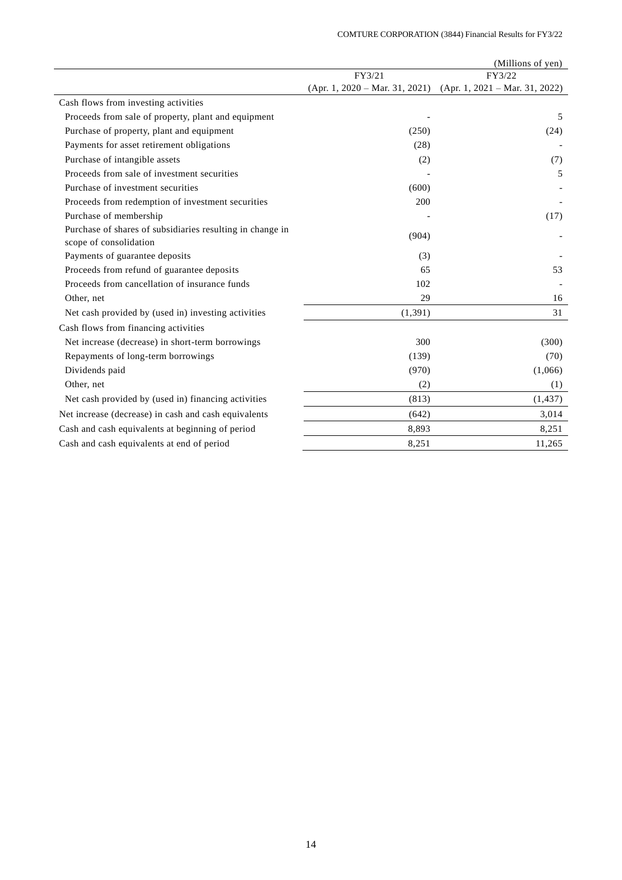(Millions of yen)

| | FY3/21 (Apr. 1, 2020 – Mar. 31, 2021) | FY3/22 (Apr. 1, 2021 – Mar. 31, 2022) |
|---|---|---|
| Cash flows from investing activities | | |
| Proceeds from sale of property, plant and equipment | - | 5 |
| Purchase of property, plant and equipment | (250) | (24) |
| Payments for asset retirement obligations | (28) | - |
| Purchase of intangible assets | (2) | (7) |
| Proceeds from sale of investment securities | - | 5 |
| Purchase of investment securities | (600) | - |
| Proceeds from redemption of investment securities | 200 | - |
| Purchase of membership | - | (17) |
| Purchase of shares of subsidiaries resulting in change in scope of consolidation | (904) | - |
| Payments of guarantee deposits | (3) | - |
| Proceeds from refund of guarantee deposits | 65 | 53 |
| Proceeds from cancellation of insurance funds | 102 | - |
| Other, net | 29 | 16 |
| Net cash provided by (used in) investing activities | (1,391) | 31 |
| Cash flows from financing activities | | |
| Net increase (decrease) in short-term borrowings | 300 | (300) |
| Repayments of long-term borrowings | (139) | (70) |
| Dividends paid | (970) | (1,066) |
| Other, net | (2) | (1) |
| Net cash provided by (used in) financing activities | (813) | (1,437) |
| Net increase (decrease) in cash and cash equivalents | (642) | 3,014 |
| Cash and cash equivalents at beginning of period | 8,893 | 8,251 |
| Cash and cash equivalents at end of period | 8,251 | 11,265 |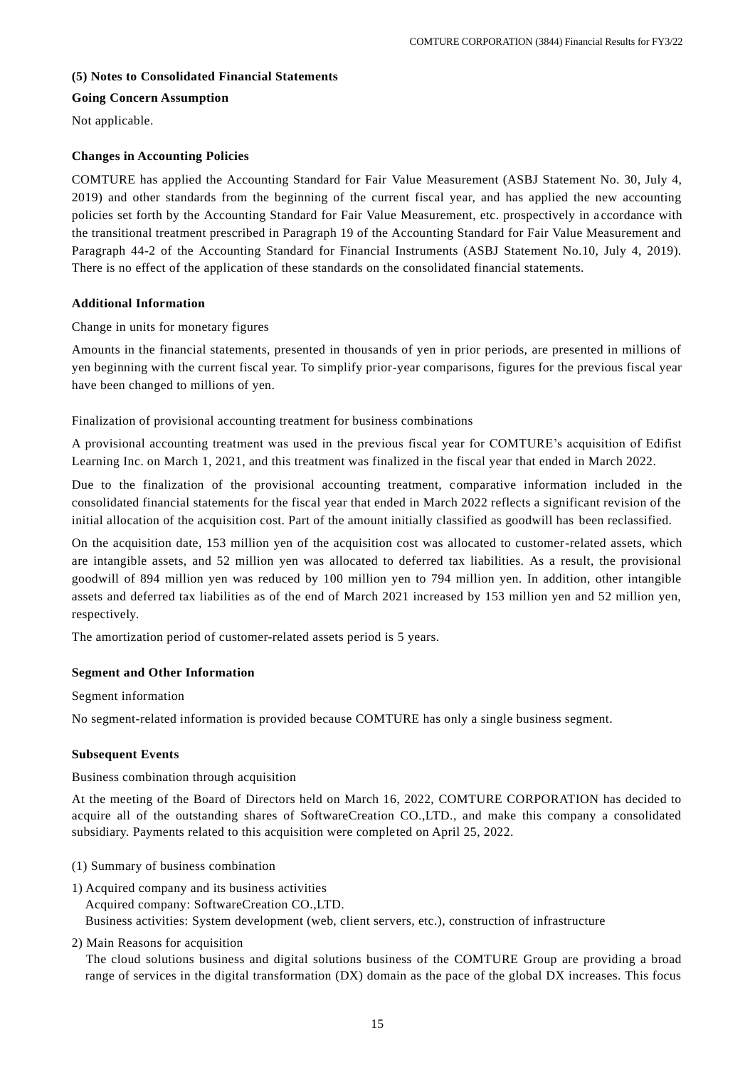### (5) Notes to Consolidated Financial Statements

**Going Concern Assumption**

Not applicable.

**Changes in Accounting Policies**

COMTURE has applied the Accounting Standard for Fair Value Measurement (ASBJ Statement No. 30, July 4, 2019) and other standards from the beginning of the current fiscal year, and has applied the new accounting policies set forth by the Accounting Standard for Fair Value Measurement, etc. prospectively in accordance with the transitional treatment prescribed in Paragraph 19 of the Accounting Standard for Fair Value Measurement and Paragraph 44-2 of the Accounting Standard for Financial Instruments (ASBJ Statement No.10, July 4, 2019). There is no effect of the application of these standards on the consolidated financial statements.

**Additional Information**

Change in units for monetary figures

Amounts in the financial statements, presented in thousands of yen in prior periods, are presented in millions of yen beginning with the current fiscal year. To simplify prior-year comparisons, figures for the previous fiscal year have been changed to millions of yen.

Finalization of provisional accounting treatment for business combinations

A provisional accounting treatment was used in the previous fiscal year for COMTURE's acquisition of Edifist Learning Inc. on March 1, 2021, and this treatment was finalized in the fiscal year that ended in March 2022.

Due to the finalization of the provisional accounting treatment, comparative information included in the consolidated financial statements for the fiscal year that ended in March 2022 reflects a significant revision of the initial allocation of the acquisition cost. Part of the amount initially classified as goodwill has been reclassified.

On the acquisition date, 153 million yen of the acquisition cost was allocated to customer-related assets, which are intangible assets, and 52 million yen was allocated to deferred tax liabilities. As a result, the provisional goodwill of 894 million yen was reduced by 100 million yen to 794 million yen. In addition, other intangible assets and deferred tax liabilities as of the end of March 2021 increased by 153 million yen and 52 million yen, respectively.

The amortization period of customer-related assets period is 5 years.

**Segment and Other Information**

Segment information

No segment-related information is provided because COMTURE has only a single business segment.

**Subsequent Events**

Business combination through acquisition

At the meeting of the Board of Directors held on March 16, 2022, COMTURE CORPORATION has decided to acquire all of the outstanding shares of SoftwareCreation CO.,LTD., and make this company a consolidated subsidiary. Payments related to this acquisition were completed on April 25, 2022.

(1) Summary of business combination

1) Acquired company and its business activities
   Acquired company: SoftwareCreation CO.,LTD.
   Business activities: System development (web, client servers, etc.), construction of infrastructure

2) Main Reasons for acquisition
   The cloud solutions business and digital solutions business of the COMTURE Group are providing a broad range of services in the digital transformation (DX) domain as the pace of the global DX increases. This focus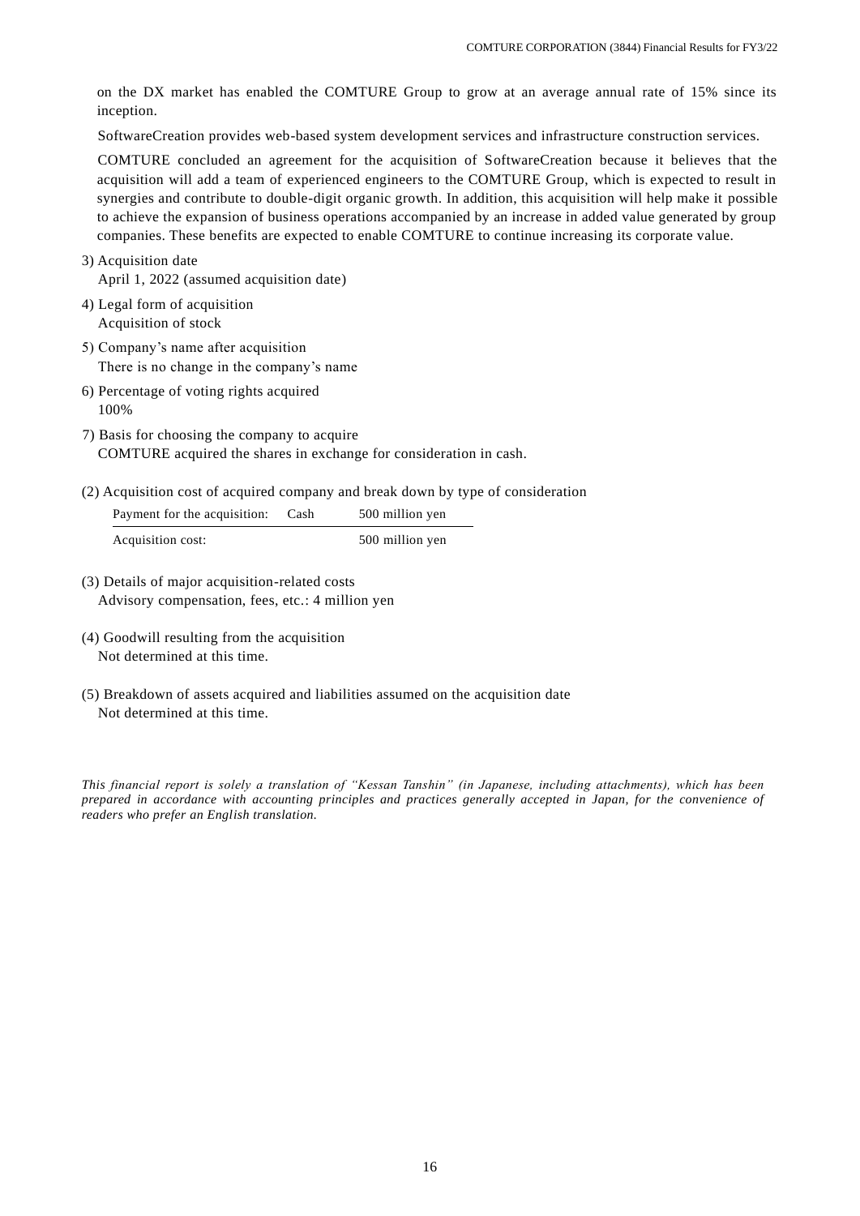on the DX market has enabled the COMTURE Group to grow at an average annual rate of 15% since its inception.

SoftwareCreation provides web-based system development services and infrastructure construction services.

COMTURE concluded an agreement for the acquisition of SoftwareCreation because it believes that the acquisition will add a team of experienced engineers to the COMTURE Group, which is expected to result in synergies and contribute to double-digit organic growth. In addition, this acquisition will help make it possible to achieve the expansion of business operations accompanied by an increase in added value generated by group companies. These benefits are expected to enable COMTURE to continue increasing its corporate value.

3) Acquisition date
April 1, 2022 (assumed acquisition date)

4) Legal form of acquisition
Acquisition of stock

5) Company's name after acquisition
There is no change in the company's name

6) Percentage of voting rights acquired
100%

7) Basis for choosing the company to acquire
COMTURE acquired the shares in exchange for consideration in cash.

(2) Acquisition cost of acquired company and break down by type of consideration

| | | |
|---|---|---|
| Payment for the acquisition: | Cash | 500 million yen |
| Acquisition cost: | | 500 million yen |

(3) Details of major acquisition-related costs
Advisory compensation, fees, etc.: 4 million yen

(4) Goodwill resulting from the acquisition
Not determined at this time.

(5) Breakdown of assets acquired and liabilities assumed on the acquisition date
Not determined at this time.

*This financial report is solely a translation of "Kessan Tanshin" (in Japanese, including attachments), which has been prepared in accordance with accounting principles and practices generally accepted in Japan, for the convenience of readers who prefer an English translation.*